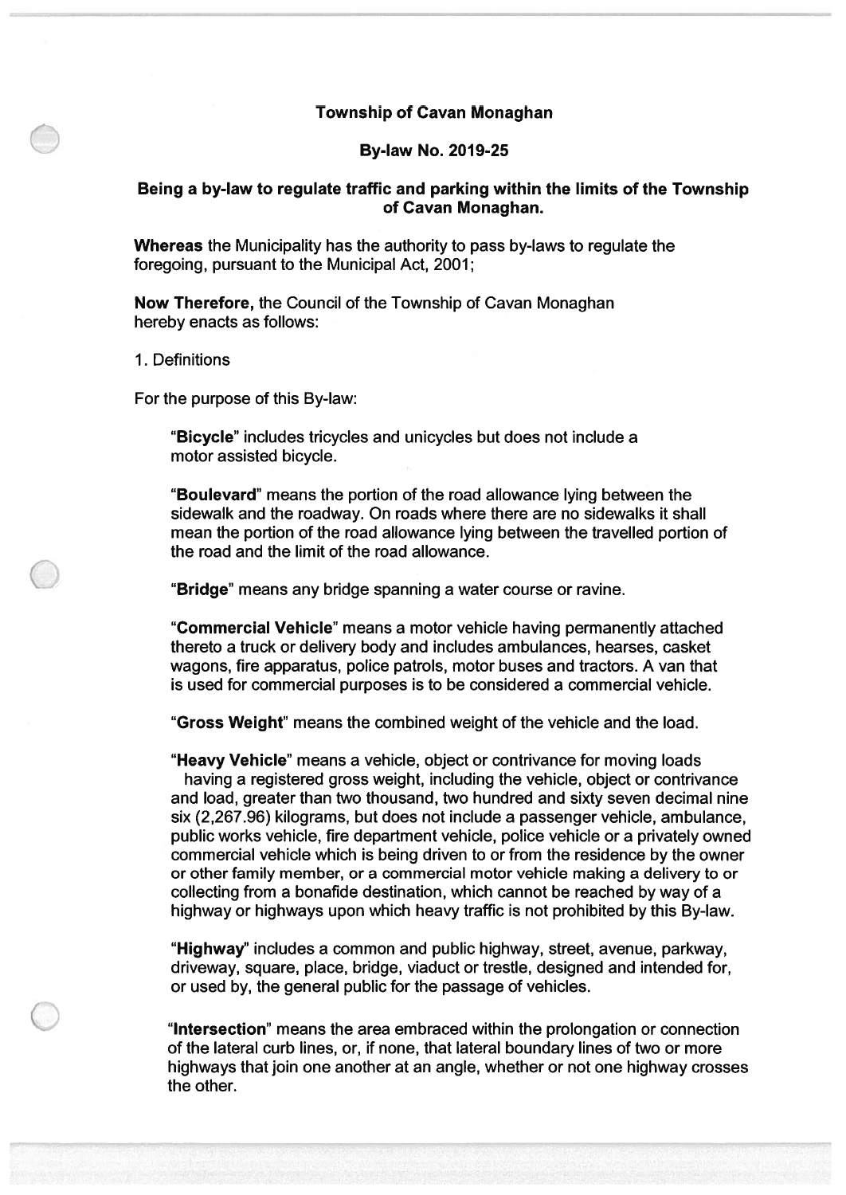# Township of Cavan Monaghan

## By-law No. 2019-25

### Being a by-law to regulate traffic and parking within the limits of the Township of Cavan Monaghan.

**Whereas** the Municipality has the authority to pass by-laws to regulate the foregoing, pursuant to the Municipal Act, 2001;

**Now Therefore,** the Council of the Township of Cavan Monaghan hereby enacts as follows:

1. Definitions

For the purpose of this By-law:

"**Bicycle**" includes tricycles and unicycles but does not include a motor assisted bicycle.

"**Boulevard**" means the portion of the road allowance lying between the sidewalk and the roadway. On roads where there are no sidewalks it shall mean the portion of the road allowance lying between the travelled portion of the road and the limit of the road allowance.

"**Bridge**" means any bridge spanning a water course or ravine.

"**Commercial Vehicle**" means a motor vehicle having permanently attached thereto a truck or delivery body and includes ambulances, hearses, casket wagons, fire apparatus, police patrols, motor buses and tractors. A van that is used for commercial purposes is to be considered a commercial vehicle.

"**Gross Weight**" means the combined weight of the vehicle and the load.

"**Heavy Vehicle**" means a vehicle, object or contrivance for moving loads having a registered gross weight, including the vehicle, object or contrivance and load, greater than two thousand, two hundred and sixty seven decimal nine six (2,267.96) kilograms, but does not include a passenger vehicle, ambulance, public works vehicle, fire department vehicle, police vehicle or a privately owned commercial vehicle which is being driven to or from the residence by the owner or other family member, or a commercial motor vehicle making a delivery to or collecting from a bonafide destination, which cannot be reached by way of a highway or highways upon which heavy traffic is not prohibited by this By-law.

"**Highway**" includes a common and public highway, street, avenue, parkway, driveway, square, place, bridge, viaduct or trestle, designed and intended for, or used by, the general public for the passage of vehicles.

"**Intersection**" means the area embraced within the prolongation or connection of the lateral curb lines, or, if none, that lateral boundary lines of two or more highways that join one another at an angle, whether or not one highway crosses the other.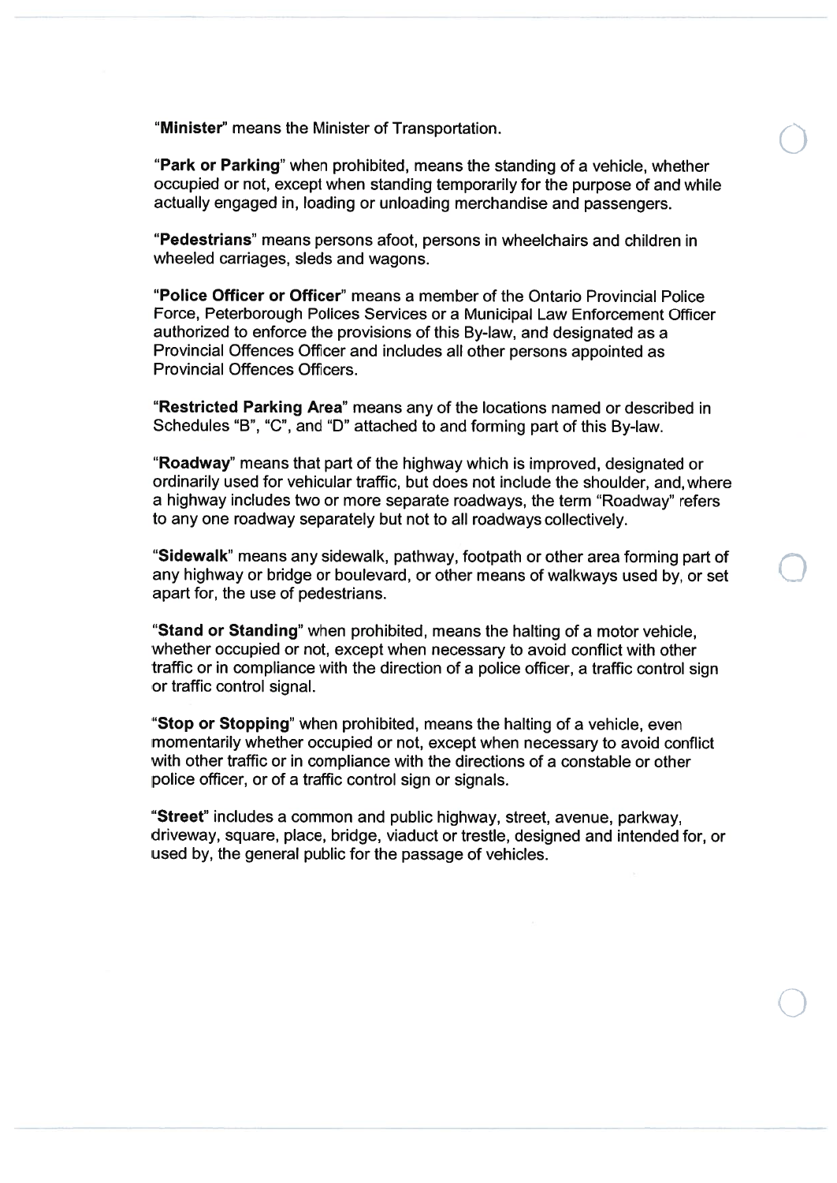"**Minister**" means the Minister of Transportation.

"**Park or Parking**" when prohibited, means the standing of a vehicle, whether occupied or not, except when standing temporarily for the purpose of and while actually engaged in, loading or unloading merchandise and passengers.

"**Pedestrians**" means persons afoot, persons in wheelchairs and children in wheeled carriages, sleds and wagons.

"**Police Officer or Officer**" means a member of the Ontario Provincial Police Force, Peterborough Polices Services or a Municipal Law Enforcement Officer authorized to enforce the provisions of this By-law, and designated as a Provincial Offences Officer and includes all other persons appointed as Provincial Offences Officers.

"**Restricted Parking Area**" means any of the locations named or described in Schedules "B", "C", and "D" attached to and forming part of this By-law.

"**Roadway**" means that part of the highway which is improved, designated or ordinarily used for vehicular traffic, but does not include the shoulder, and, where a highway includes two or more separate roadways, the term "Roadway" refers to any one roadway separately but not to all roadways collectively.

"**Sidewalk**" means any sidewalk, pathway, footpath or other area forming part of any highway or bridge or boulevard, or other means of walkways used by, or set apart for, the use of pedestrians.

"**Stand or Standing**" when prohibited, means the halting of a motor vehicle, whether occupied or not, except when necessary to avoid conflict with other traffic or in compliance with the direction of a police officer, a traffic control sign or traffic control signal.

"**Stop or Stopping**" when prohibited, means the halting of a vehicle, even momentarily whether occupied or not, except when necessary to avoid conflict with other traffic or in compliance with the directions of a constable or other police officer, or of a traffic control sign or signals.

"**Street**" includes a common and public highway, street, avenue, parkway, driveway, square, place, bridge, viaduct or trestle, designed and intended for, or used by, the general public for the passage of vehicles.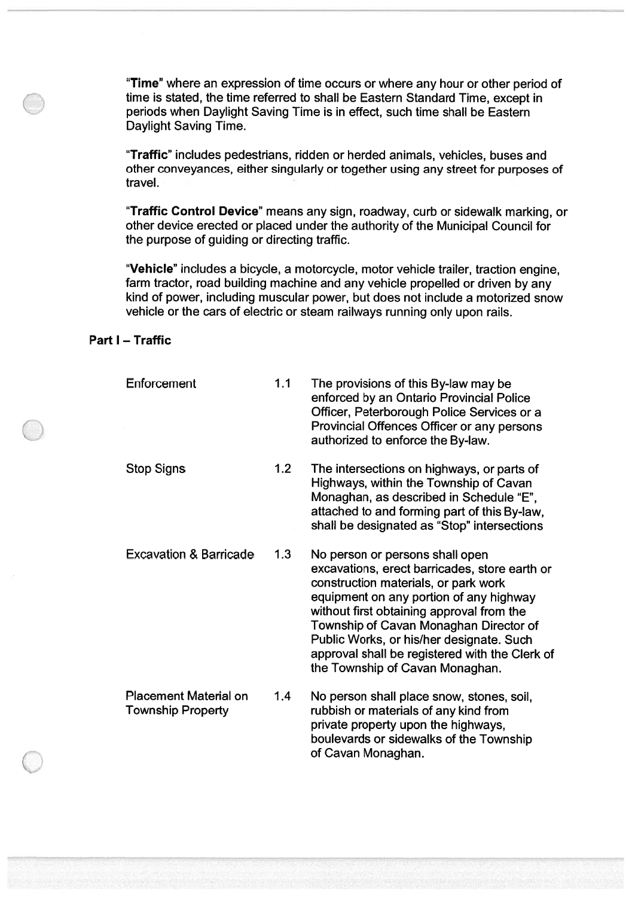"**Time**" where an expression of time occurs or where any hour or other period of time is stated, the time referred to shall be Eastern Standard Time, except in periods when Daylight Saving Time is in effect, such time shall be Eastern Daylight Saving Time.

"**Traffic**" includes pedestrians, ridden or herded animals, vehicles, buses and other conveyances, either singularly or together using any street for purposes of travel.

"**Traffic Control Device**" means any sign, roadway, curb or sidewalk marking, or other device erected or placed under the authority of the Municipal Council for the purpose of guiding or directing traffic.

"**Vehicle**" includes a bicycle, a motorcycle, motor vehicle trailer, traction engine, farm tractor, road building machine and any vehicle propelled or driven by any kind of power, including muscular power, but does not include a motorized snow vehicle or the cars of electric or steam railways running only upon rails.

## Part I – Traffic

| | | |
|---|---|---|
| Enforcement | 1.1 | The provisions of this By-law may be enforced by an Ontario Provincial Police Officer, Peterborough Police Services or a Provincial Offences Officer or any persons authorized to enforce the By-law. |
| Stop Signs | 1.2 | The intersections on highways, or parts of Highways, within the Township of Cavan Monaghan, as described in Schedule "E", attached to and forming part of this By-law, shall be designated as "Stop" intersections |
| Excavation & Barricade | 1.3 | No person or persons shall open excavations, erect barricades, store earth or construction materials, or park work equipment on any portion of any highway without first obtaining approval from the Township of Cavan Monaghan Director of Public Works, or his/her designate. Such approval shall be registered with the Clerk of the Township of Cavan Monaghan. |
| Placement Material on Township Property | 1.4 | No person shall place snow, stones, soil, rubbish or materials of any kind from private property upon the highways, boulevards or sidewalks of the Township of Cavan Monaghan. |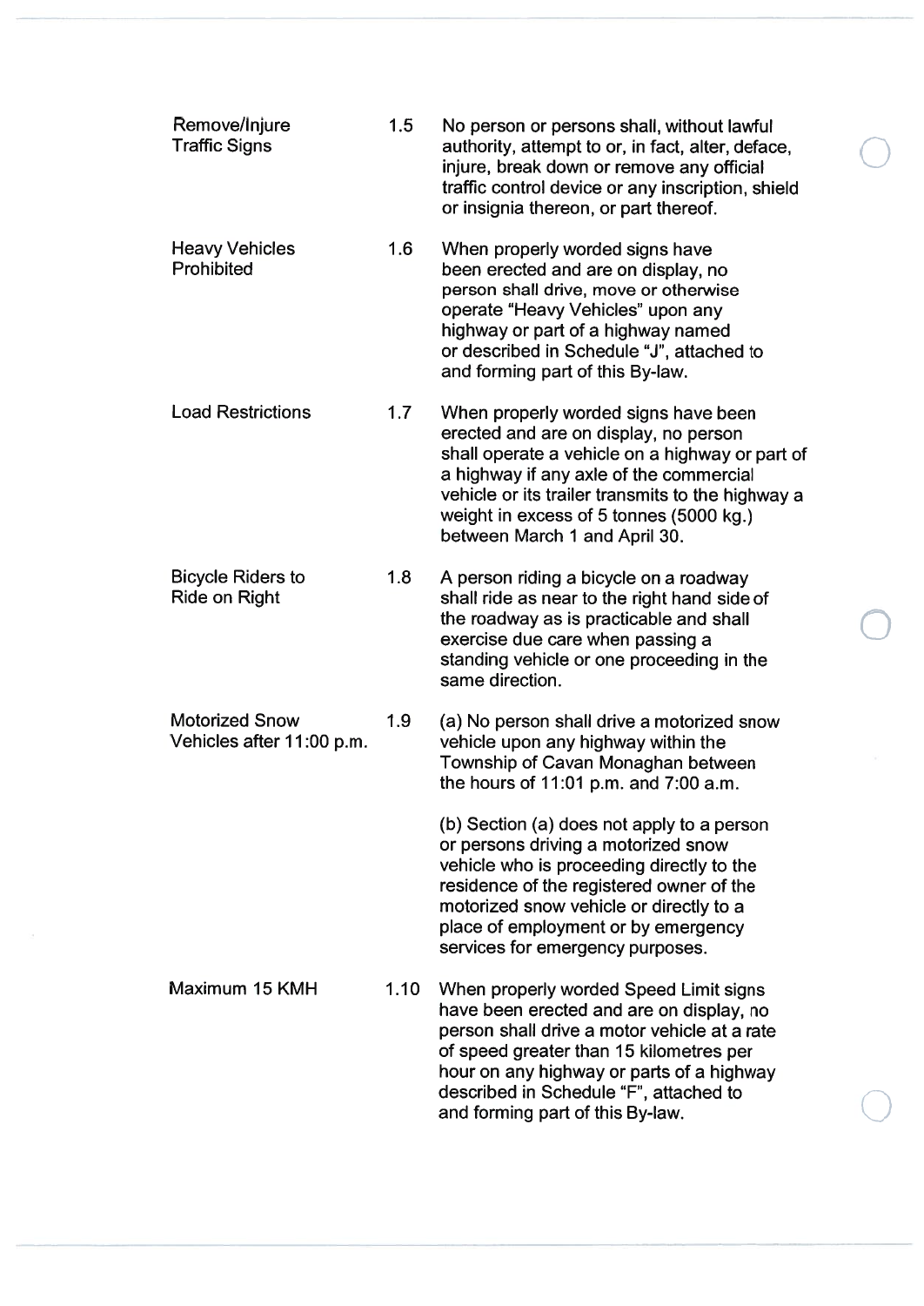**Remove/Injure Traffic Signs**

1.5 No person or persons shall, without lawful authority, attempt to or, in fact, alter, deface, injure, break down or remove any official traffic control device or any inscription, shield or insignia thereon, or part thereof.

**Heavy Vehicles Prohibited**

1.6 When properly worded signs have been erected and are on display, no person shall drive, move or otherwise operate "Heavy Vehicles" upon any highway or part of a highway named or described in Schedule "J", attached to and forming part of this By-law.

**Load Restrictions**

1.7 When properly worded signs have been erected and are on display, no person shall operate a vehicle on a highway or part of a highway if any axle of the commercial vehicle or its trailer transmits to the highway a weight in excess of 5 tonnes (5000 kg.) between March 1 and April 30.

**Bicycle Riders to Ride on Right**

1.8 A person riding a bicycle on a roadway shall ride as near to the right hand side of the roadway as is practicable and shall exercise due care when passing a standing vehicle or one proceeding in the same direction.

**Motorized Snow Vehicles after 11:00 p.m.**

1.9 (a) No person shall drive a motorized snow vehicle upon any highway within the Township of Cavan Monaghan between the hours of 11:01 p.m. and 7:00 a.m.

(b) Section (a) does not apply to a person or persons driving a motorized snow vehicle who is proceeding directly to the residence of the registered owner of the motorized snow vehicle or directly to a place of employment or by emergency services for emergency purposes.

**Maximum 15 KMH**

1.10 When properly worded Speed Limit signs have been erected and are on display, no person shall drive a motor vehicle at a rate of speed greater than 15 kilometres per hour on any highway or parts of a highway described in Schedule "F", attached to and forming part of this By-law.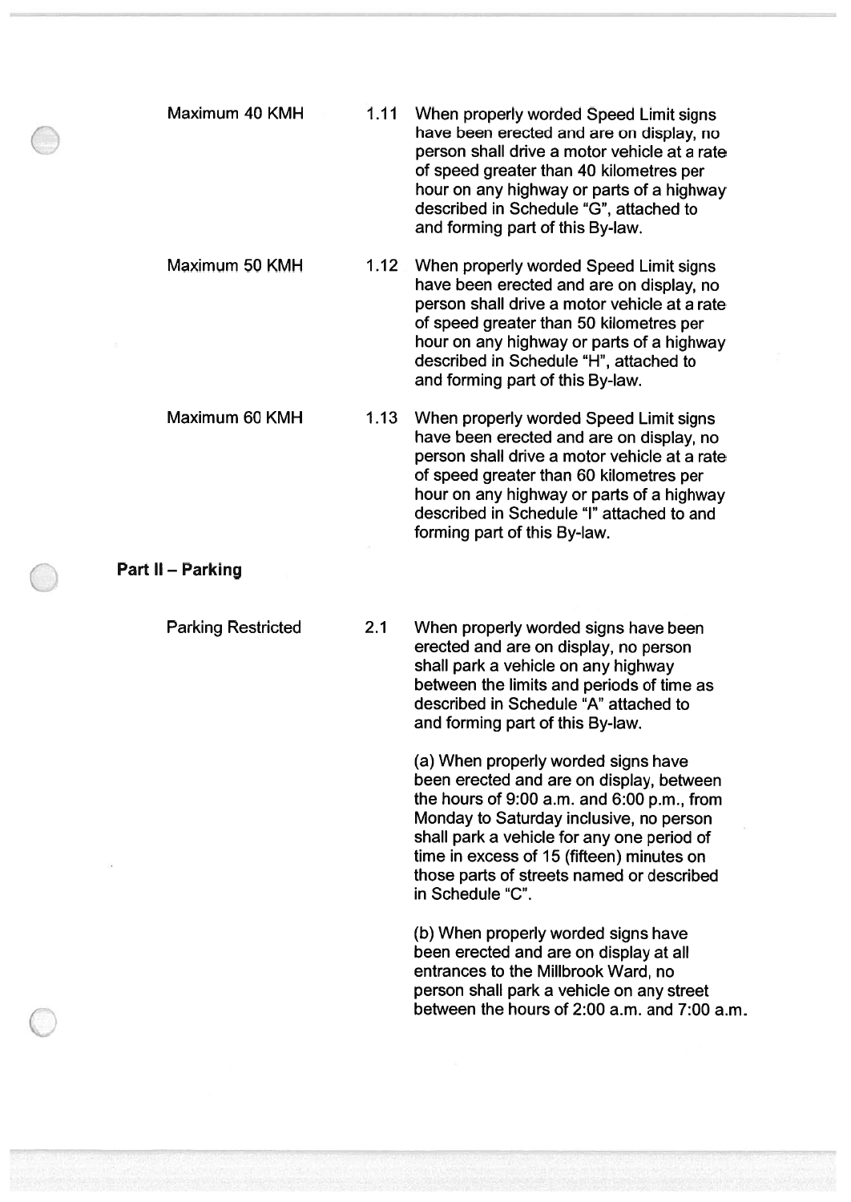Maximum 40 KMH

1.11 When properly worded Speed Limit signs have been erected and are on display, no person shall drive a motor vehicle at a rate of speed greater than 40 kilometres per hour on any highway or parts of a highway described in Schedule "G", attached to and forming part of this By-law.

Maximum 50 KMH

1.12 When properly worded Speed Limit signs have been erected and are on display, no person shall drive a motor vehicle at a rate of speed greater than 50 kilometres per hour on any highway or parts of a highway described in Schedule "H", attached to and forming part of this By-law.

Maximum 60 KMH

1.13 When properly worded Speed Limit signs have been erected and are on display, no person shall drive a motor vehicle at a rate of speed greater than 60 kilometres per hour on any highway or parts of a highway described in Schedule "I" attached to and forming part of this By-law.

**Part II – Parking**

Parking Restricted

2.1 When properly worded signs have been erected and are on display, no person shall park a vehicle on any highway between the limits and periods of time as described in Schedule "A" attached to and forming part of this By-law.

(a) When properly worded signs have been erected and are on display, between the hours of 9:00 a.m. and 6:00 p.m., from Monday to Saturday inclusive, no person shall park a vehicle for any one period of time in excess of 15 (fifteen) minutes on those parts of streets named or described in Schedule "C".

(b) When properly worded signs have been erected and are on display at all entrances to the Millbrook Ward, no person shall park a vehicle on any street between the hours of 2:00 a.m. and 7:00 a.m.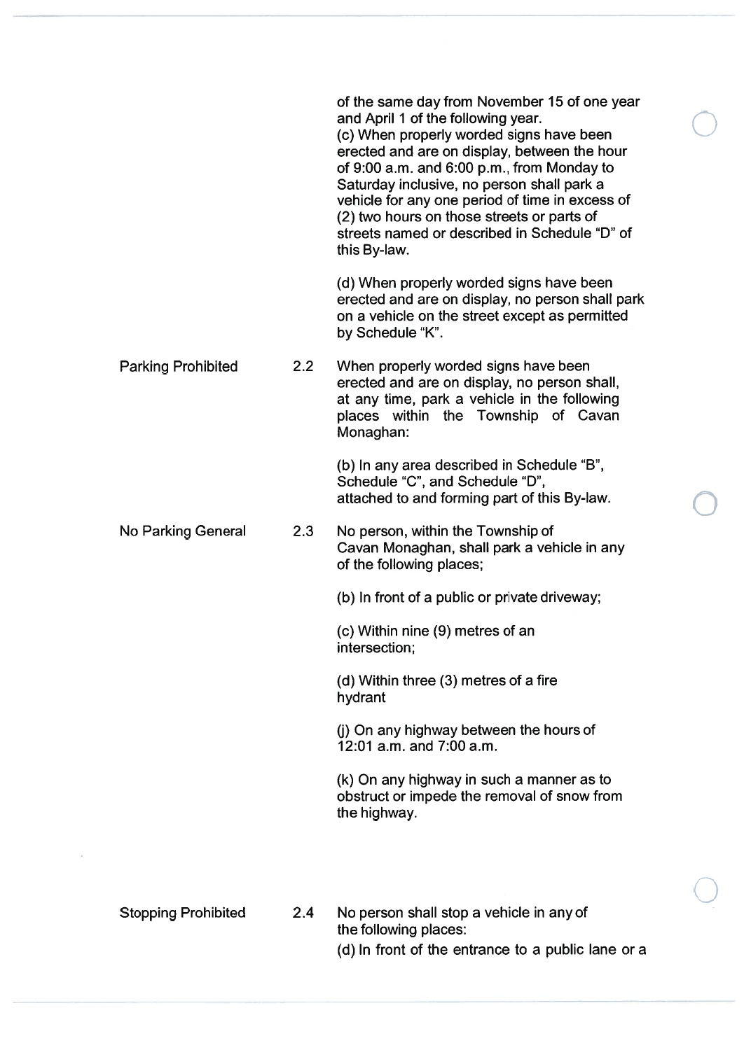of the same day from November 15 of one year and April 1 of the following year.

(c) When properly worded signs have been erected and are on display, between the hour of 9:00 a.m. and 6:00 p.m., from Monday to Saturday inclusive, no person shall park a vehicle for any one period of time in excess of (2) two hours on those streets or parts of streets named or described in Schedule "D" of this By-law.

(d) When properly worded signs have been erected and are on display, no person shall park on a vehicle on the street except as permitted by Schedule "K".

**Parking Prohibited**

2.2 When properly worded signs have been erected and are on display, no person shall, at any time, park a vehicle in the following places within the Township of Cavan Monaghan:

(b) In any area described in Schedule "B", Schedule "C", and Schedule "D", attached to and forming part of this By-law.

**No Parking General**

2.3 No person, within the Township of Cavan Monaghan, shall park a vehicle in any of the following places;

(b) In front of a public or private driveway;

(c) Within nine (9) metres of an intersection;

(d) Within three (3) metres of a fire hydrant

(j) On any highway between the hours of 12:01 a.m. and 7:00 a.m.

(k) On any highway in such a manner as to obstruct or impede the removal of snow from the highway.

**Stopping Prohibited**

2.4 No person shall stop a vehicle in any of the following places:

(d) In front of the entrance to a public lane or a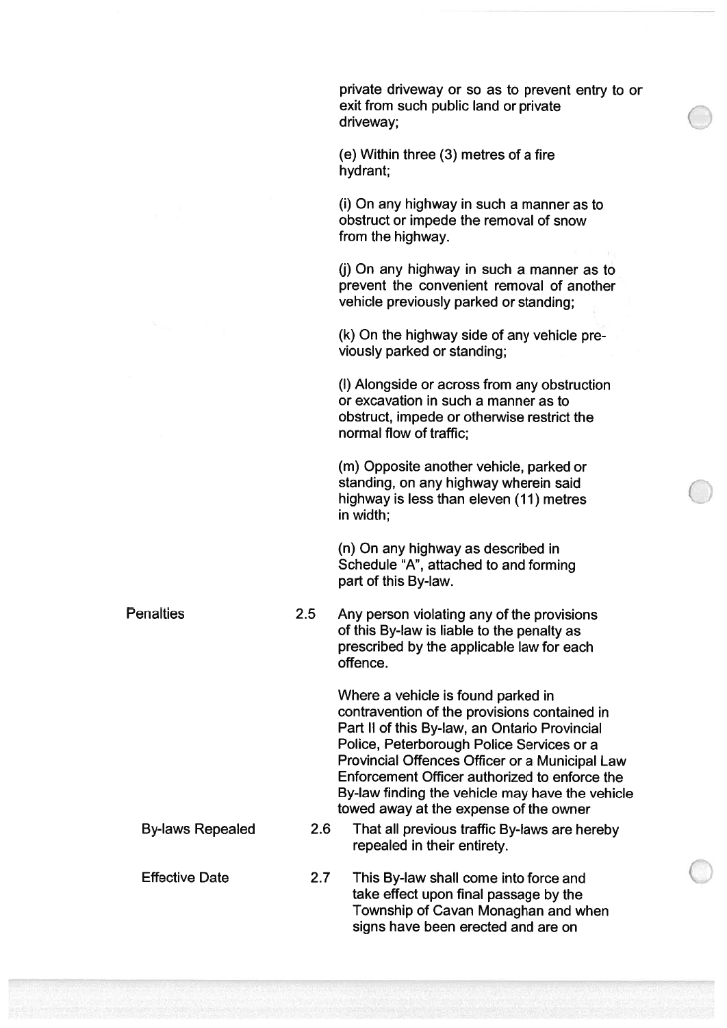private driveway or so as to prevent entry to or exit from such public land or private driveway;

(e) Within three (3) metres of a fire hydrant;

(i) On any highway in such a manner as to obstruct or impede the removal of snow from the highway.

(j) On any highway in such a manner as to prevent the convenient removal of another vehicle previously parked or standing;

(k) On the highway side of any vehicle previously parked or standing;

(l) Alongside or across from any obstruction or excavation in such a manner as to obstruct, impede or otherwise restrict the normal flow of traffic;

(m) Opposite another vehicle, parked or standing, on any highway wherein said highway is less than eleven (11) metres in width;

(n) On any highway as described in Schedule "A", attached to and forming part of this By-law.

**Penalties**

2.5 Any person violating any of the provisions of this By-law is liable to the penalty as prescribed by the applicable law for each offence.

Where a vehicle is found parked in contravention of the provisions contained in Part II of this By-law, an Ontario Provincial Police, Peterborough Police Services or a Provincial Offences Officer or a Municipal Law Enforcement Officer authorized to enforce the By-law finding the vehicle may have the vehicle towed away at the expense of the owner

**By-laws Repealed**

2.6 That all previous traffic By-laws are hereby repealed in their entirety.

**Effective Date**

2.7 This By-law shall come into force and take effect upon final passage by the Township of Cavan Monaghan and when signs have been erected and are on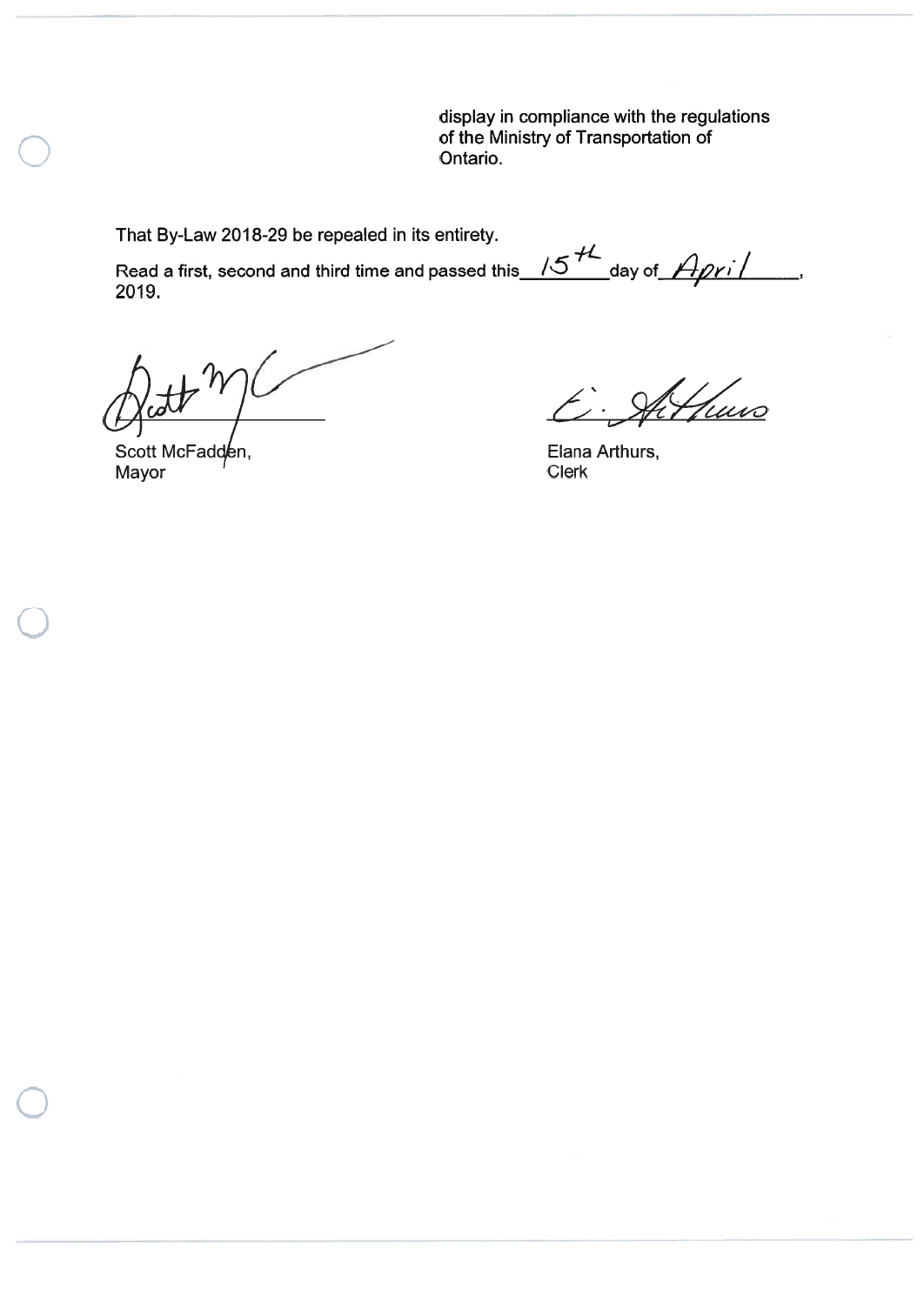display in compliance with the regulations of the Ministry of Transportation of Ontario.

That By-Law 2018-29 be repealed in its entirety.

Read a first, second and third time and passed this 15th day of April, 2019.

Scott McFadden,
Mayor

Elana Arthurs,
Clerk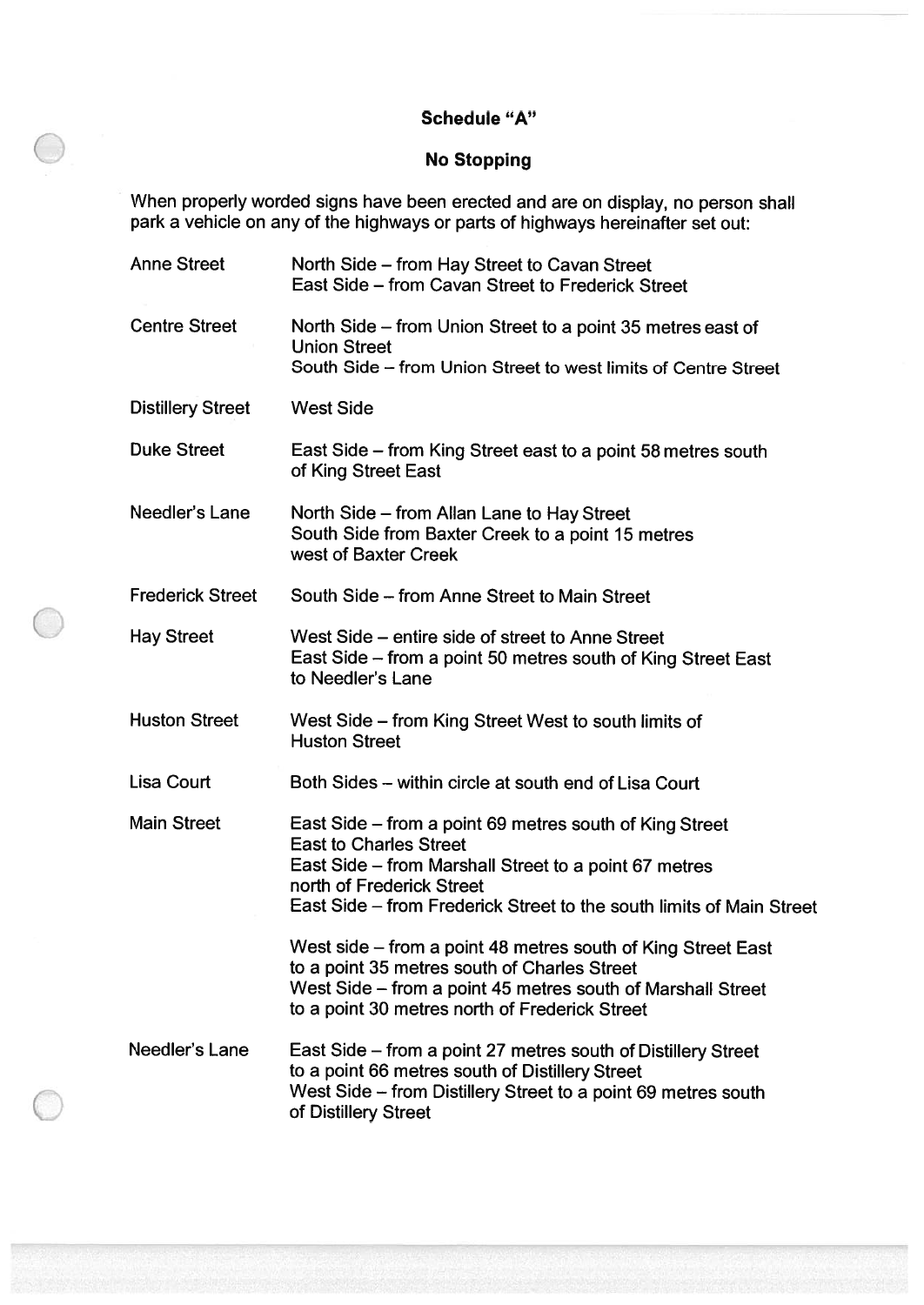**Schedule "A"**

**No Stopping**

When properly worded signs have been erected and are on display, no person shall park a vehicle on any of the highways or parts of highways hereinafter set out:

| | |
|---|---|
| Anne Street | North Side – from Hay Street to Cavan Street<br>East Side – from Cavan Street to Frederick Street |
| Centre Street | North Side – from Union Street to a point 35 metres east of Union Street<br>South Side – from Union Street to west limits of Centre Street |
| Distillery Street | West Side |
| Duke Street | East Side – from King Street east to a point 58 metres south of King Street East |
| Needler's Lane | North Side – from Allan Lane to Hay Street<br>South Side from Baxter Creek to a point 15 metres west of Baxter Creek |
| Frederick Street | South Side – from Anne Street to Main Street |
| Hay Street | West Side – entire side of street to Anne Street<br>East Side – from a point 50 metres south of King Street East to Needler's Lane |
| Huston Street | West Side – from King Street West to south limits of Huston Street |
| Lisa Court | Both Sides – within circle at south end of Lisa Court |
| Main Street | East Side – from a point 69 metres south of King Street East to Charles Street<br>East Side – from Marshall Street to a point 67 metres north of Frederick Street<br>East Side – from Frederick Street to the south limits of Main Street<br><br>West side – from a point 48 metres south of King Street East to a point 35 metres south of Charles Street<br>West Side – from a point 45 metres south of Marshall Street to a point 30 metres north of Frederick Street |
| Needler's Lane | East Side – from a point 27 metres south of Distillery Street to a point 66 metres south of Distillery Street<br>West Side – from Distillery Street to a point 69 metres south of Distillery Street |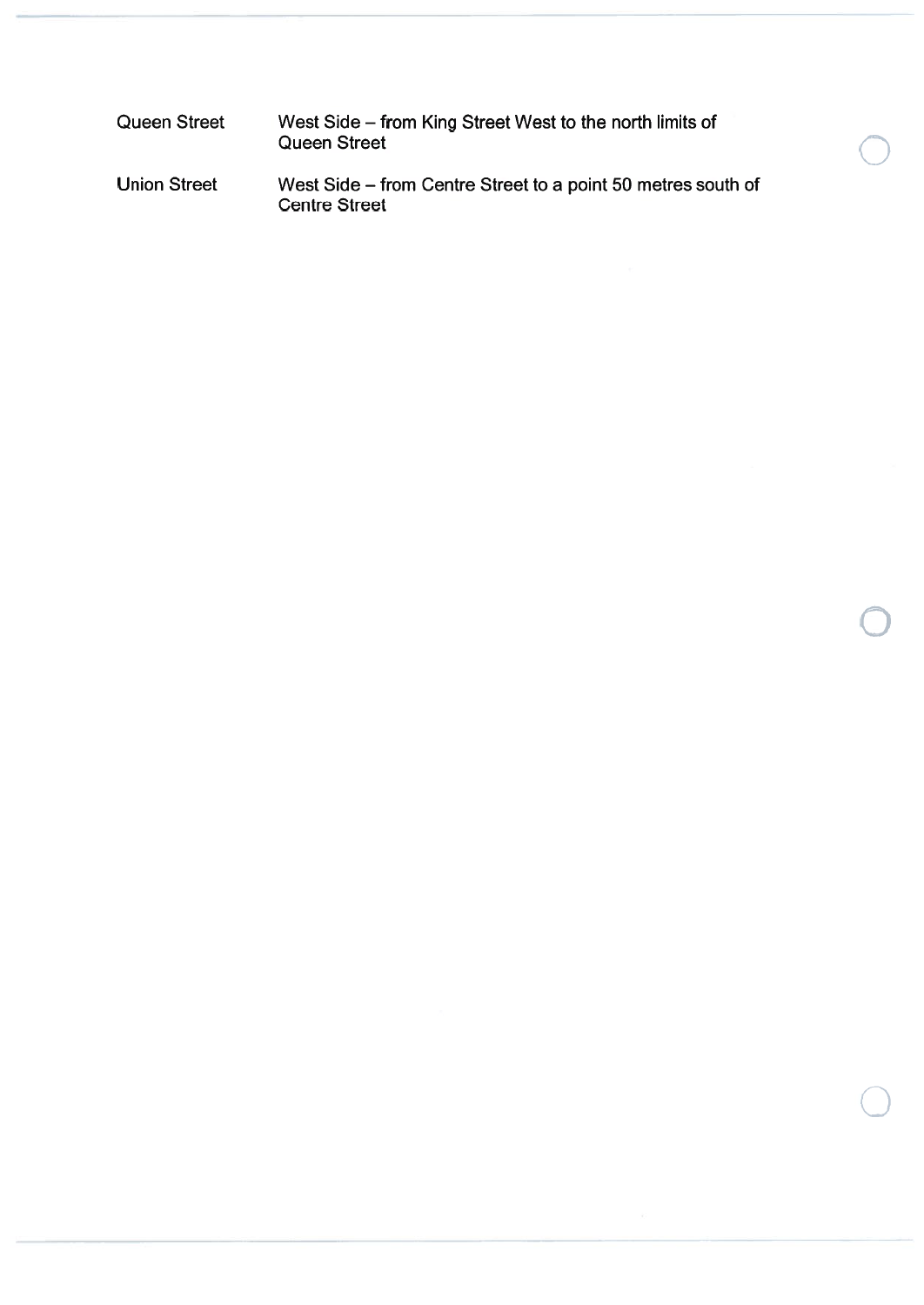| | |
|---|---|
| Queen Street | West Side – from King Street West to the north limits of Queen Street |
| Union Street | West Side – from Centre Street to a point 50 metres south of Centre Street |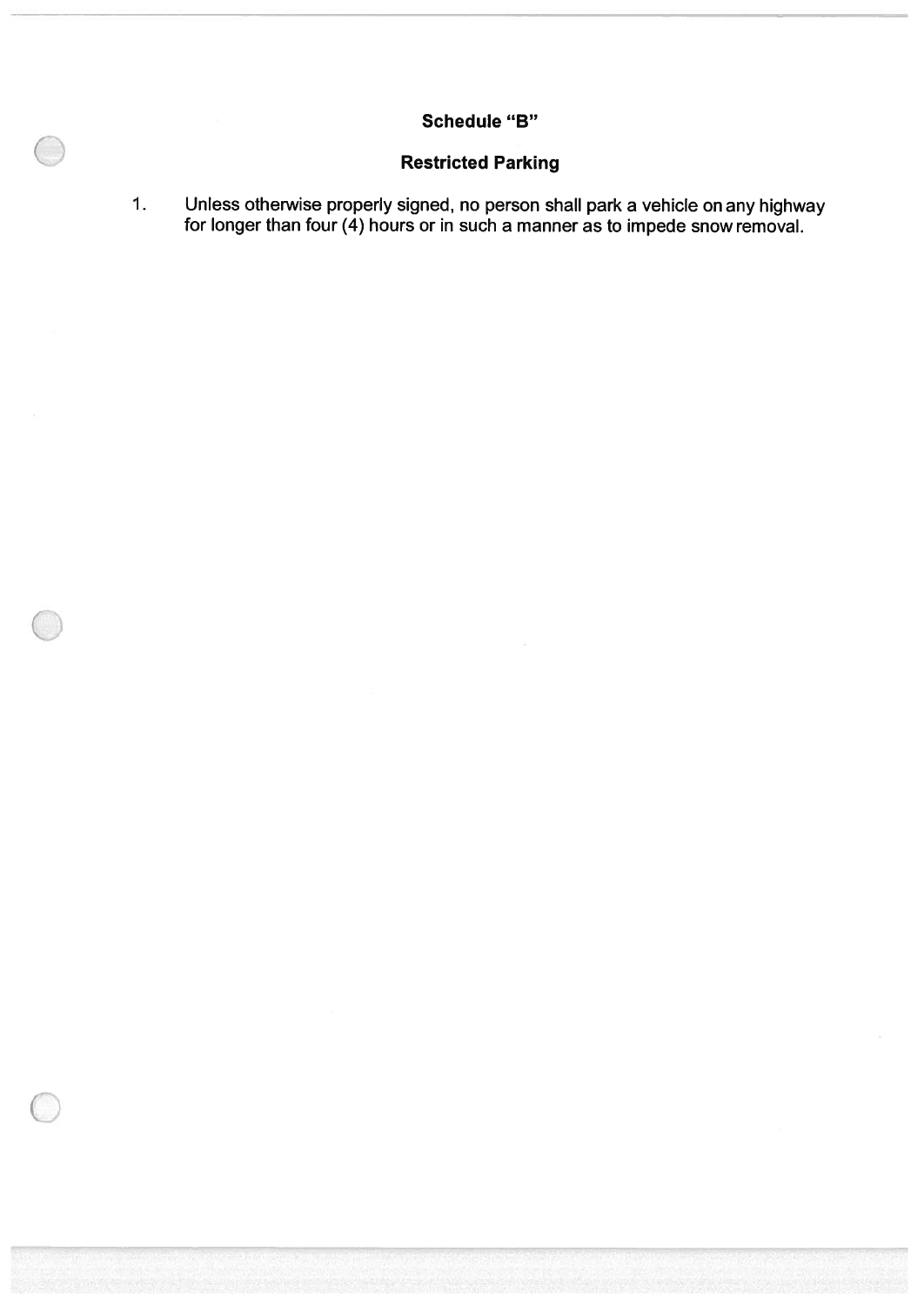## Schedule "B"

### Restricted Parking

1. Unless otherwise properly signed, no person shall park a vehicle on any highway for longer than four (4) hours or in such a manner as to impede snow removal.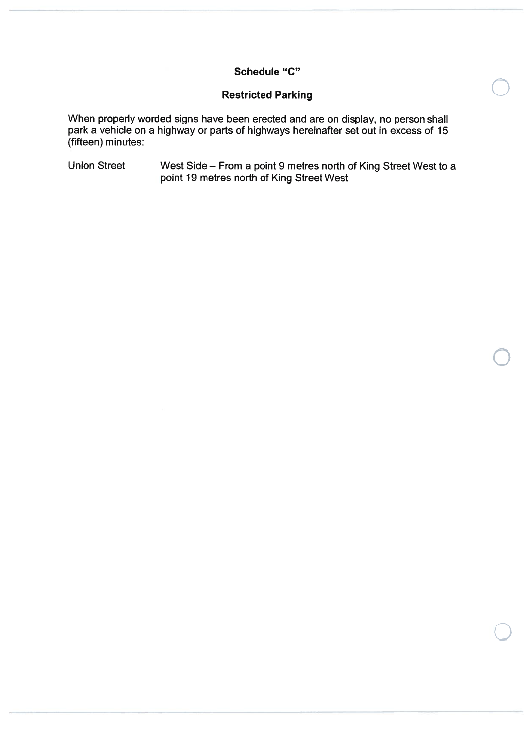**Schedule "C"**

**Restricted Parking**

When properly worded signs have been erected and are on display, no person shall park a vehicle on a highway or parts of highways hereinafter set out in excess of 15 (fifteen) minutes:

| | |
|---|---|
| Union Street | West Side – From a point 9 metres north of King Street West to a point 19 metres north of King Street West |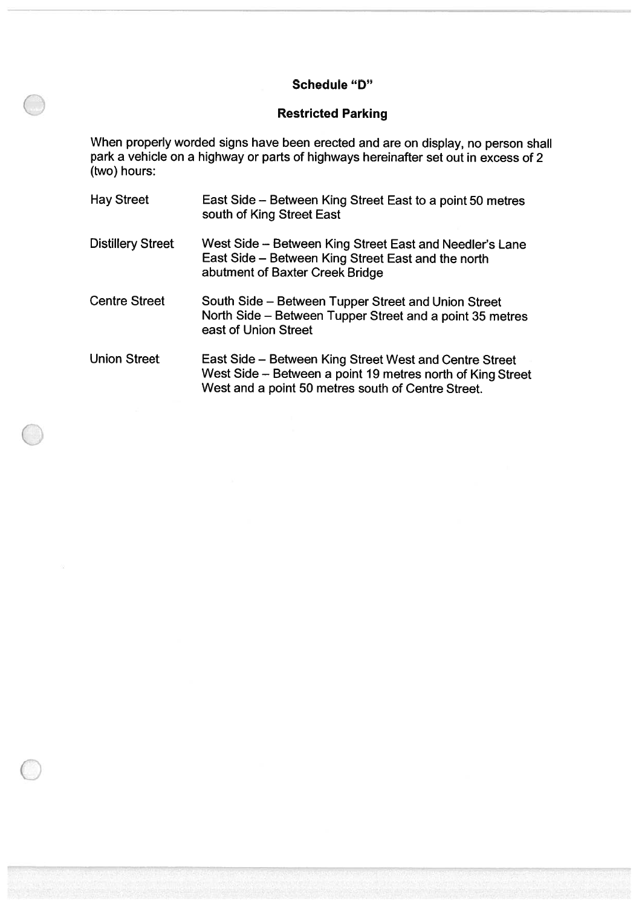## Schedule "D"

### Restricted Parking

When properly worded signs have been erected and are on display, no person shall park a vehicle on a highway or parts of highways hereinafter set out in excess of 2 (two) hours:

| | |
|---|---|
| Hay Street | East Side – Between King Street East to a point 50 metres south of King Street East |
| Distillery Street | West Side – Between King Street East and Needler's Lane<br>East Side – Between King Street East and the north abutment of Baxter Creek Bridge |
| Centre Street | South Side – Between Tupper Street and Union Street<br>North Side – Between Tupper Street and a point 35 metres east of Union Street |
| Union Street | East Side – Between King Street West and Centre Street<br>West Side – Between a point 19 metres north of King Street West and a point 50 metres south of Centre Street. |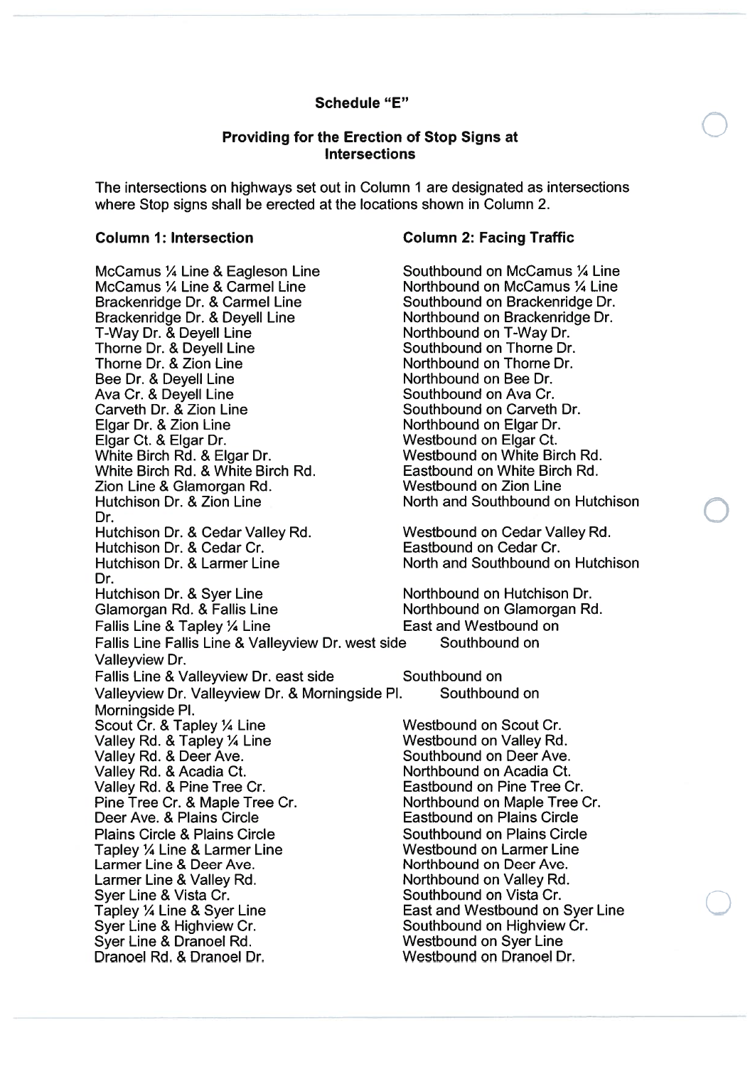**Schedule "E"**

**Providing for the Erection of Stop Signs at Intersections**

The intersections on highways set out in Column 1 are designated as intersections where Stop signs shall be erected at the locations shown in Column 2.

| Column 1: Intersection | Column 2: Facing Traffic |
|---|---|
| McCamus ¼ Line & Eagleson Line | Southbound on McCamus ¼ Line |
| McCamus ¼ Line & Carmel Line | Northbound on McCamus ¼ Line |
| Brackenridge Dr. & Carmel Line | Southbound on Brackenridge Dr. |
| Brackenridge Dr. & Deyell Line | Northbound on Brackenridge Dr. |
| T-Way Dr. & Deyell Line | Northbound on T-Way Dr. |
| Thorne Dr. & Deyell Line | Southbound on Thorne Dr. |
| Thorne Dr. & Zion Line | Northbound on Thorne Dr. |
| Bee Dr. & Deyell Line | Northbound on Bee Dr. |
| Ava Cr. & Deyell Line | Southbound on Ava Cr. |
| Carveth Dr. & Zion Line | Southbound on Carveth Dr. |
| Elgar Dr. & Zion Line | Northbound on Elgar Dr. |
| Elgar Ct. & Elgar Dr. | Westbound on Elgar Ct. |
| White Birch Rd. & Elgar Dr. | Westbound on White Birch Rd. |
| White Birch Rd. & White Birch Rd. | Eastbound on White Birch Rd. |
| Zion Line & Glamorgan Rd. | Westbound on Zion Line |
| Hutchison Dr. & Zion Line | North and Southbound on Hutchison Dr. |
| Hutchison Dr. & Cedar Valley Rd. | Westbound on Cedar Valley Rd. |
| Hutchison Dr. & Cedar Cr. | Eastbound on Cedar Cr. |
| Hutchison Dr. & Larmer Line | North and Southbound on Hutchison Dr. |
| Hutchison Dr. & Syer Line | Northbound on Hutchison Dr. |
| Glamorgan Rd. & Fallis Line | Northbound on Glamorgan Rd. |
| Fallis Line & Tapley ¼ Line | East and Westbound on Fallis Line |
| Fallis Line & Valleyview Dr. west side | Southbound on Valleyview Dr. |
| Fallis Line & Valleyview Dr. east side | Southbound on Valleyview Dr. |
| Valleyview Dr. & Morningside Pl. | Southbound on Morningside Pl. |
| Scout Cr. & Tapley ¼ Line | Westbound on Scout Cr. |
| Valley Rd. & Tapley ¼ Line | Westbound on Valley Rd. |
| Valley Rd. & Deer Ave. | Southbound on Deer Ave. |
| Valley Rd. & Acadia Ct. | Northbound on Acadia Ct. |
| Valley Rd. & Pine Tree Cr. | Eastbound on Pine Tree Cr. |
| Pine Tree Cr. & Maple Tree Cr. | Northbound on Maple Tree Cr. |
| Deer Ave. & Plains Circle | Eastbound on Plains Circle |
| Plains Circle & Plains Circle | Southbound on Plains Circle |
| Tapley ¼ Line & Larmer Line | Westbound on Larmer Line |
| Larmer Line & Deer Ave. | Northbound on Deer Ave. |
| Larmer Line & Valley Rd. | Northbound on Valley Rd. |
| Syer Line & Vista Cr. | Southbound on Vista Cr. |
| Tapley ¼ Line & Syer Line | East and Westbound on Syer Line |
| Syer Line & Highview Cr. | Southbound on Highview Cr. |
| Syer Line & Dranoel Rd. | Westbound on Syer Line |
| Dranoel Rd. & Dranoel Dr. | Westbound on Dranoel Dr. |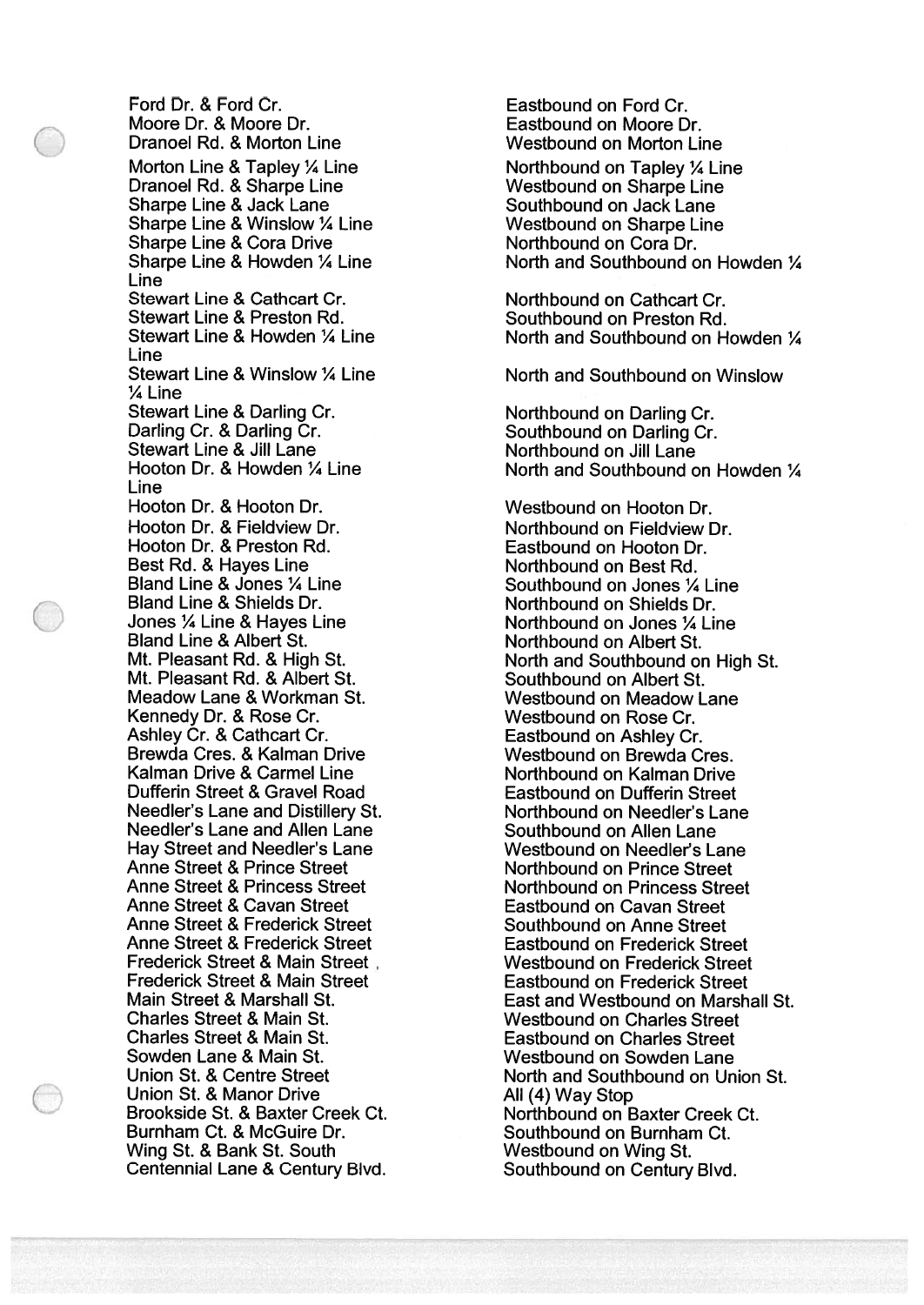| | |
|---|---|
| Ford Dr. & Ford Cr. | Eastbound on Ford Cr. |
| Moore Dr. & Moore Dr. | Eastbound on Moore Dr. |
| Dranoel Rd. & Morton Line | Westbound on Morton Line |
| Morton Line & Tapley ¼ Line | Northbound on Tapley ¼ Line |
| Dranoel Rd. & Sharpe Line | Westbound on Sharpe Line |
| Sharpe Line & Jack Lane | Southbound on Jack Lane |
| Sharpe Line & Winslow ¼ Line | Westbound on Sharpe Line |
| Sharpe Line & Cora Drive | Northbound on Cora Dr. |
| Sharpe Line & Howden ¼ Line Line | North and Southbound on Howden ¼ |
| Stewart Line & Cathcart Cr. | Northbound on Cathcart Cr. |
| Stewart Line & Preston Rd. | Southbound on Preston Rd. |
| Stewart Line & Howden ¼ Line Line | North and Southbound on Howden ¼ |
| Stewart Line & Winslow ¼ Line ¼ Line | North and Southbound on Winslow |
| Stewart Line & Darling Cr. | Northbound on Darling Cr. |
| Darling Cr. & Darling Cr. | Southbound on Darling Cr. |
| Stewart Line & Jill Lane | Northbound on Jill Lane |
| Hooton Dr. & Howden ¼ Line Line | North and Southbound on Howden ¼ |
| Hooton Dr. & Hooton Dr. | Westbound on Hooton Dr. |
| Hooton Dr. & Fieldview Dr. | Northbound on Fieldview Dr. |
| Hooton Dr. & Preston Rd. | Eastbound on Hooton Dr. |
| Best Rd. & Hayes Line | Northbound on Best Rd. |
| Bland Line & Jones ¼ Line | Southbound on Jones ¼ Line |
| Bland Line & Shields Dr. | Northbound on Shields Dr. |
| Jones ¼ Line & Hayes Line | Northbound on Jones ¼ Line |
| Bland Line & Albert St. | Northbound on Albert St. |
| Mt. Pleasant Rd. & High St. | North and Southbound on High St. |
| Mt. Pleasant Rd. & Albert St. | Southbound on Albert St. |
| Meadow Lane & Workman St. | Westbound on Meadow Lane |
| Kennedy Dr. & Rose Cr. | Westbound on Rose Cr. |
| Ashley Cr. & Cathcart Cr. | Eastbound on Ashley Cr. |
| Brewda Cres. & Kalman Drive | Westbound on Brewda Cres. |
| Kalman Drive & Carmel Line | Northbound on Kalman Drive |
| Dufferin Street & Gravel Road | Eastbound on Dufferin Street |
| Needler's Lane and Distillery St. | Northbound on Needler's Lane |
| Needler's Lane and Allen Lane | Southbound on Allen Lane |
| Hay Street and Needler's Lane | Westbound on Needler's Lane |
| Anne Street & Prince Street | Northbound on Prince Street |
| Anne Street & Princess Street | Northbound on Princess Street |
| Anne Street & Cavan Street | Eastbound on Cavan Street |
| Anne Street & Frederick Street | Southbound on Anne Street |
| Anne Street & Frederick Street | Eastbound on Frederick Street |
| Frederick Street & Main Street | Westbound on Frederick Street |
| Frederick Street & Main Street | Eastbound on Frederick Street |
| Main Street & Marshall St. | East and Westbound on Marshall St. |
| Charles Street & Main St. | Westbound on Charles Street |
| Charles Street & Main St. | Eastbound on Charles Street |
| Sowden Lane & Main St. | Westbound on Sowden Lane |
| Union St. & Centre Street | North and Southbound on Union St. |
| Union St. & Manor Drive | All (4) Way Stop |
| Brookside St. & Baxter Creek Ct. | Northbound on Baxter Creek Ct. |
| Burnham Ct. & McGuire Dr. | Southbound on Burnham Ct. |
| Wing St. & Bank St. South | Westbound on Wing St. |
| Centennial Lane & Century Blvd. | Southbound on Century Blvd. |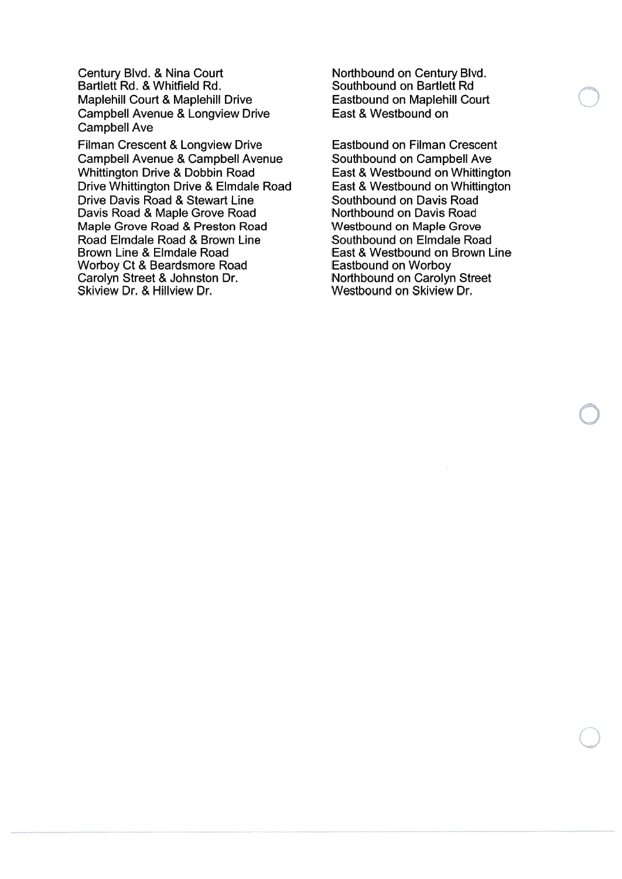| | |
|---|---|
| Century Blvd. & Nina Court | Northbound on Century Blvd. |
| Bartlett Rd. & Whitfield Rd. | Southbound on Bartlett Rd |
| Maplehill Court & Maplehill Drive | Eastbound on Maplehill Court |
| Campbell Avenue & Longview Drive Campbell Ave | East & Westbound on |
| Filman Crescent & Longview Drive | Eastbound on Filman Crescent |
| Campbell Avenue & Campbell Avenue | Southbound on Campbell Ave |
| Whittington Drive & Dobbin Road | East & Westbound on Whittington |
| Drive Whittington Drive & Elmdale Road | East & Westbound on Whittington |
| Drive Davis Road & Stewart Line | Southbound on Davis Road |
| Davis Road & Maple Grove Road | Northbound on Davis Road |
| Maple Grove Road & Preston Road | Westbound on Maple Grove |
| Road Elmdale Road & Brown Line | Southbound on Elmdale Road |
| Brown Line & Elmdale Road | East & Westbound on Brown Line |
| Worboy Ct & Beardsmore Road | Eastbound on Worboy |
| Carolyn Street & Johnston Dr. | Northbound on Carolyn Street |
| Skiview Dr. & Hillview Dr. | Westbound on Skiview Dr. |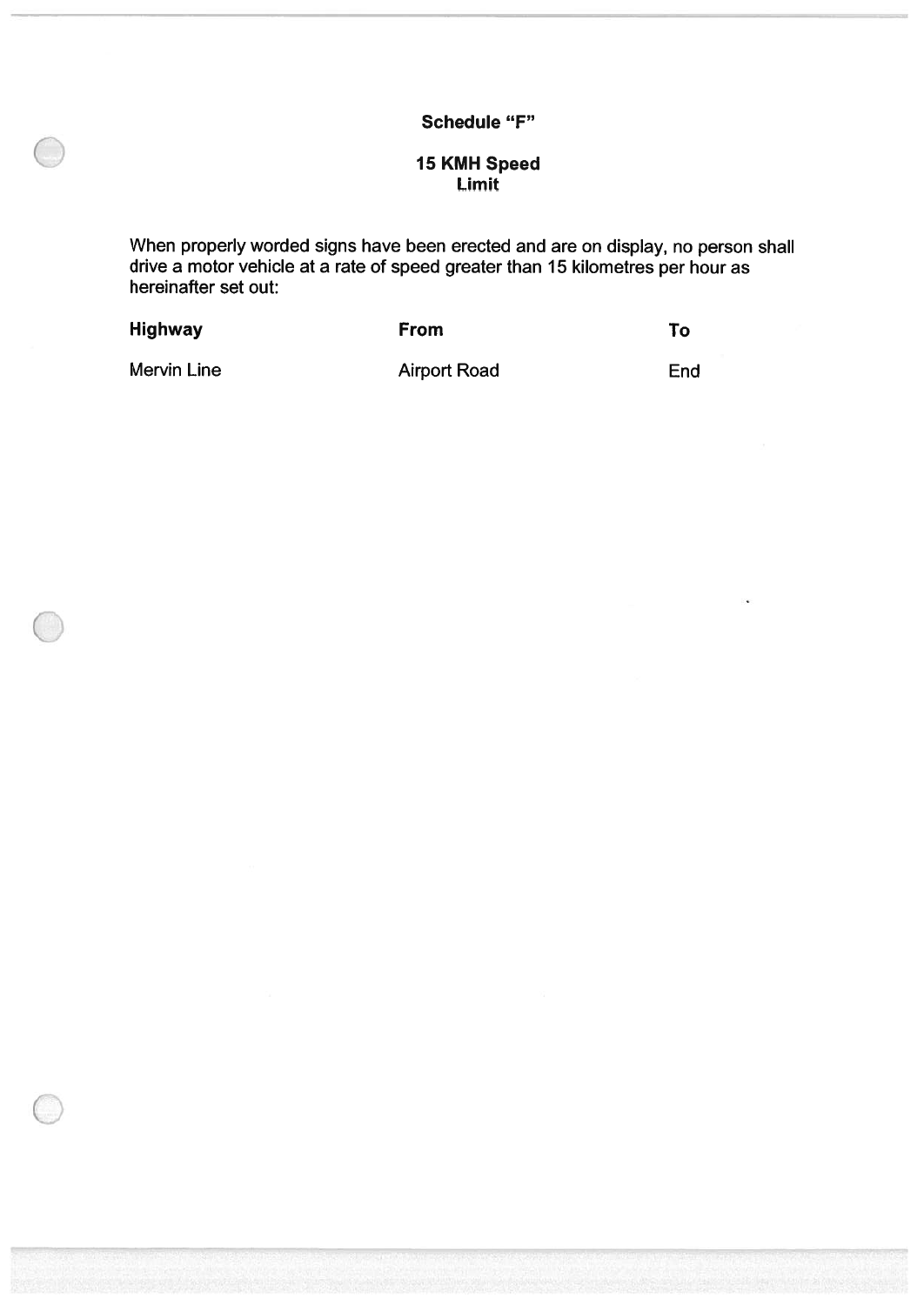## Schedule "F"

### 15 KMH Speed Limit

When properly worded signs have been erected and are on display, no person shall drive a motor vehicle at a rate of speed greater than 15 kilometres per hour as hereinafter set out:

| Highway | From | To |
|---|---|---|
| Mervin Line | Airport Road | End |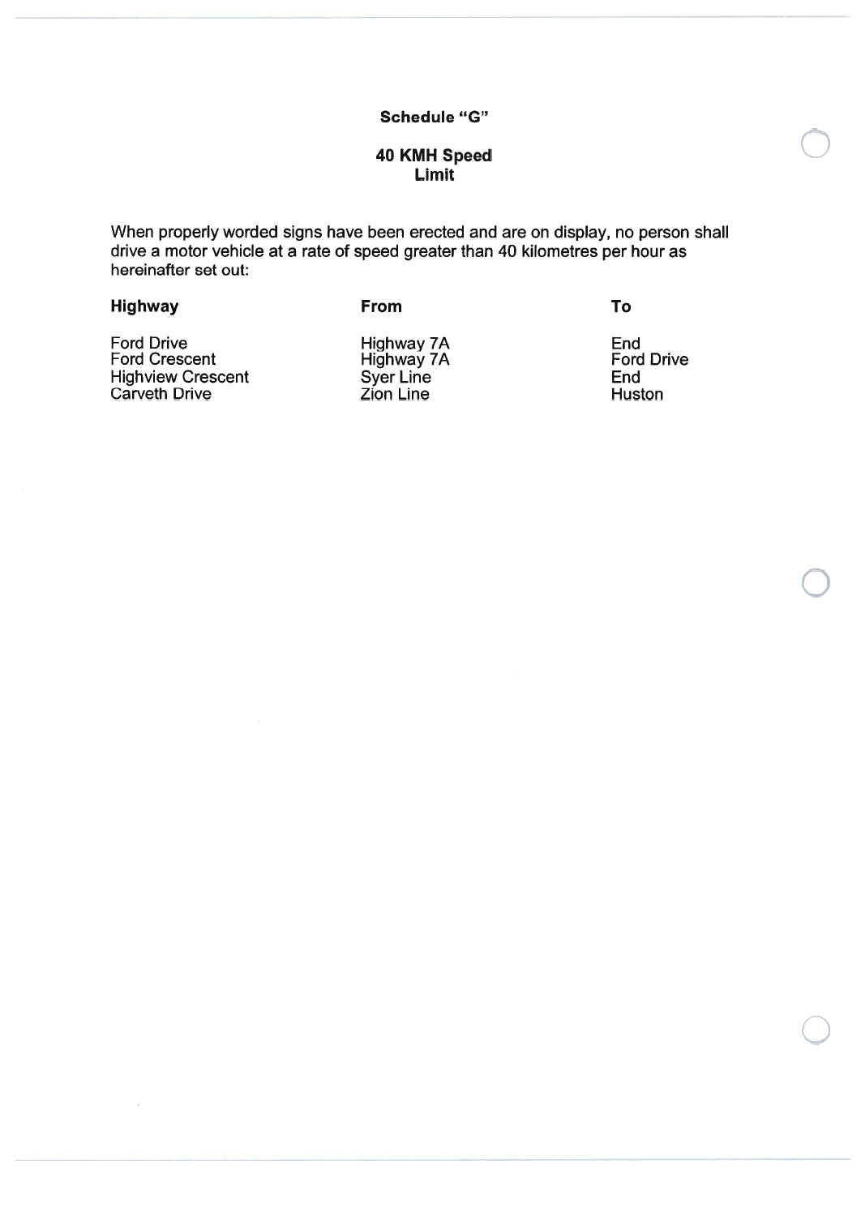## Schedule "G"

## 40 KMH Speed Limit

When properly worded signs have been erected and are on display, no person shall drive a motor vehicle at a rate of speed greater than 40 kilometres per hour as hereinafter set out:

| Highway | From | To |
|---|---|---|
| Ford Drive | Highway 7A | End |
| Ford Crescent | Highway 7A | Ford Drive |
| Highview Crescent | Syer Line | End |
| Carveth Drive | Zion Line | Huston |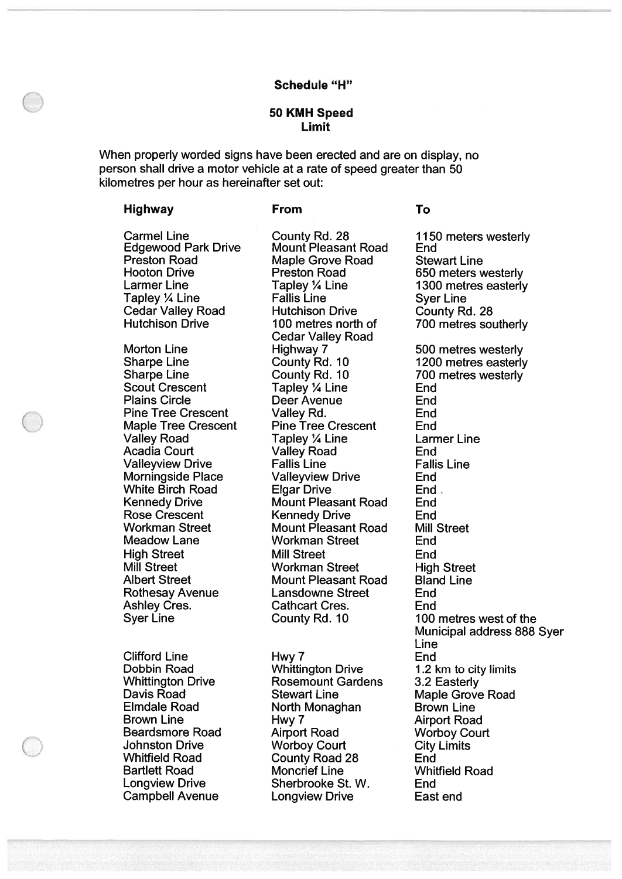**Schedule "H"**

**50 KMH Speed Limit**

When properly worded signs have been erected and are on display, no person shall drive a motor vehicle at a rate of speed greater than 50 kilometres per hour as hereinafter set out:

| Highway | From | To |
|---|---|---|
| Carmel Line | County Rd. 28 | 1150 meters westerly |
| Edgewood Park Drive | Mount Pleasant Road | End |
| Preston Road | Maple Grove Road | Stewart Line |
| Hooton Drive | Preston Road | 650 meters westerly |
| Larmer Line | Tapley ¼ Line | 1300 metres easterly |
| Tapley ¼ Line | Fallis Line | Syer Line |
| Cedar Valley Road | Hutchison Drive | County Rd. 28 |
| Hutchison Drive | 100 metres north of Cedar Valley Road | 700 metres southerly |
| Morton Line | Highway 7 | 500 metres westerly |
| Sharpe Line | County Rd. 10 | 1200 metres easterly |
| Sharpe Line | County Rd. 10 | 700 metres westerly |
| Scout Crescent | Tapley ¼ Line | End |
| Plains Circle | Deer Avenue | End |
| Pine Tree Crescent | Valley Rd. | End |
| Maple Tree Crescent | Pine Tree Crescent | End |
| Valley Road | Tapley ¼ Line | Larmer Line |
| Acadia Court | Valley Road | End |
| Valleyview Drive | Fallis Line | Fallis Line |
| Morningside Place | Valleyview Drive | End |
| White Birch Road | Elgar Drive | End . |
| Kennedy Drive | Mount Pleasant Road | End |
| Rose Crescent | Kennedy Drive | End |
| Workman Street | Mount Pleasant Road | Mill Street |
| Meadow Lane | Workman Street | End |
| High Street | Mill Street | End |
| Mill Street | Workman Street | High Street |
| Albert Street | Mount Pleasant Road | Bland Line |
| Rothesay Avenue | Lansdowne Street | End |
| Ashley Cres. | Cathcart Cres. | End |
| Syer Line | County Rd. 10 | 100 metres west of the Municipal address 888 Syer Line |
| Clifford Line | Hwy 7 | End |
| Dobbin Road | Whittington Drive | 1.2 km to city limits |
| Whittington Drive | Rosemount Gardens | 3.2 Easterly |
| Davis Road | Stewart Line | Maple Grove Road |
| Elmdale Road | North Monaghan | Brown Line |
| Brown Line | Hwy 7 | Airport Road |
| Beardsmore Road | Airport Road | Worboy Court |
| Johnston Drive | Worboy Court | City Limits |
| Whitfield Road | County Road 28 | End |
| Bartlett Road | Moncrief Line | Whitfield Road |
| Longview Drive | Sherbrooke St. W. | End |
| Campbell Avenue | Longview Drive | East end |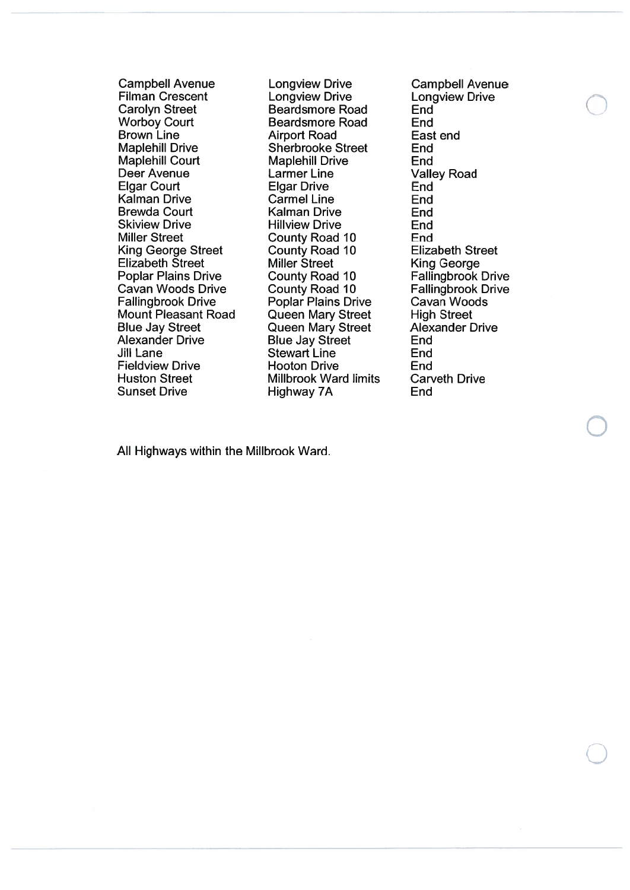| | | |
|---|---|---|
| Campbell Avenue | Longview Drive | Campbell Avenue |
| Filman Crescent | Longview Drive | Longview Drive |
| Carolyn Street | Beardsmore Road | End |
| Worboy Court | Beardsmore Road | End |
| Brown Line | Airport Road | East end |
| Maplehill Drive | Sherbrooke Street | End |
| Maplehill Court | Maplehill Drive | End |
| Deer Avenue | Larmer Line | Valley Road |
| Elgar Court | Elgar Drive | End |
| Kalman Drive | Carmel Line | End |
| Brewda Court | Kalman Drive | End |
| Skiview Drive | Hillview Drive | End |
| Miller Street | County Road 10 | End |
| King George Street | County Road 10 | Elizabeth Street |
| Elizabeth Street | Miller Street | King George |
| Poplar Plains Drive | County Road 10 | Fallingbrook Drive |
| Cavan Woods Drive | County Road 10 | Fallingbrook Drive |
| Fallingbrook Drive | Poplar Plains Drive | Cavan Woods |
| Mount Pleasant Road | Queen Mary Street | High Street |
| Blue Jay Street | Queen Mary Street | Alexander Drive |
| Alexander Drive | Blue Jay Street | End |
| Jill Lane | Stewart Line | End |
| Fieldview Drive | Hooton Drive | End |
| Huston Street | Millbrook Ward limits | Carveth Drive |
| Sunset Drive | Highway 7A | End |

All Highways within the Millbrook Ward.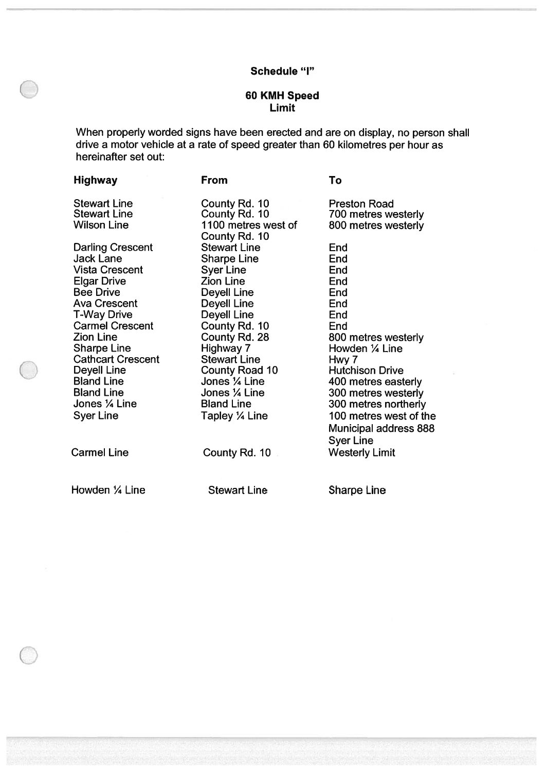## Schedule "I"

### 60 KMH Speed Limit

When properly worded signs have been erected and are on display, no person shall drive a motor vehicle at a rate of speed greater than 60 kilometres per hour as hereinafter set out:

| Highway | From | To |
|---|---|---|
| Stewart Line | County Rd. 10 | Preston Road |
| Stewart Line | County Rd. 10 | 700 metres westerly |
| Wilson Line | 1100 metres west of County Rd. 10 | 800 metres westerly |
| Darling Crescent | Stewart Line | End |
| Jack Lane | Sharpe Line | End |
| Vista Crescent | Syer Line | End |
| Elgar Drive | Zion Line | End |
| Bee Drive | Deyell Line | End |
| Ava Crescent | Deyell Line | End |
| T-Way Drive | Deyell Line | End |
| Carmel Crescent | County Rd. 10 | End |
| Zion Line | County Rd. 28 | 800 metres westerly |
| Sharpe Line | Highway 7 | Howden ¼ Line |
| Cathcart Crescent | Stewart Line | Hwy 7 |
| Deyell Line | County Road 10 | Hutchison Drive |
| Bland Line | Jones ¼ Line | 400 metres easterly |
| Bland Line | Jones ¼ Line | 300 metres westerly |
| Jones ¼ Line | Bland Line | 300 metres northerly |
| Syer Line | Tapley ¼ Line | 100 metres west of the Municipal address 888 Syer Line |
| Carmel Line | County Rd. 10 | Westerly Limit |
| Howden ¼ Line | Stewart Line | Sharpe Line |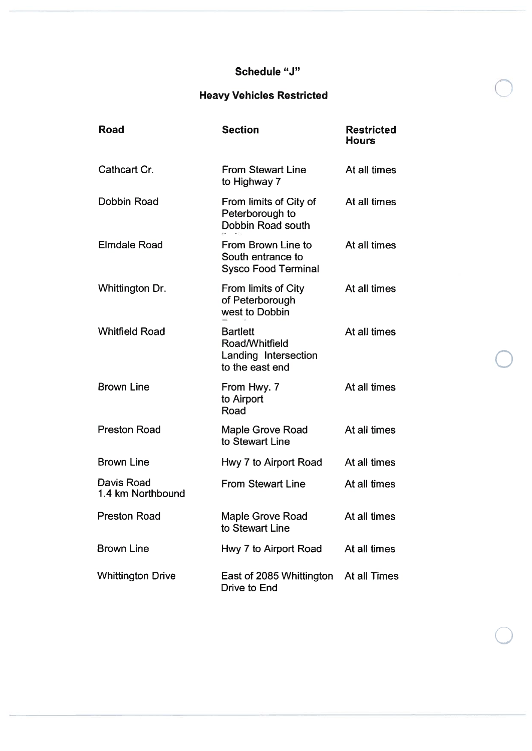# Schedule "J"

## Heavy Vehicles Restricted

| Road | Section | Restricted Hours |
|---|---|---|
| Cathcart Cr. | From Stewart Line to Highway 7 | At all times |
| Dobbin Road | From limits of City of Peterborough to Dobbin Road south limits | At all times |
| Elmdale Road | From Brown Line to South entrance to Sysco Food Terminal | At all times |
| Whittington Dr. | From limits of City of Peterborough west to Dobbin Road | At all times |
| Whitfield Road | Bartlett Road/Whitfield Landing Intersection to the east end | At all times |
| Brown Line | From Hwy. 7 to Airport Road | At all times |
| Preston Road | Maple Grove Road to Stewart Line | At all times |
| Brown Line | Hwy 7 to Airport Road | At all times |
| Davis Road 1.4 km Northbound | From Stewart Line | At all times |
| Preston Road | Maple Grove Road to Stewart Line | At all times |
| Brown Line | Hwy 7 to Airport Road | At all times |
| Whittington Drive | East of 2085 Whittington Drive to End | At all Times |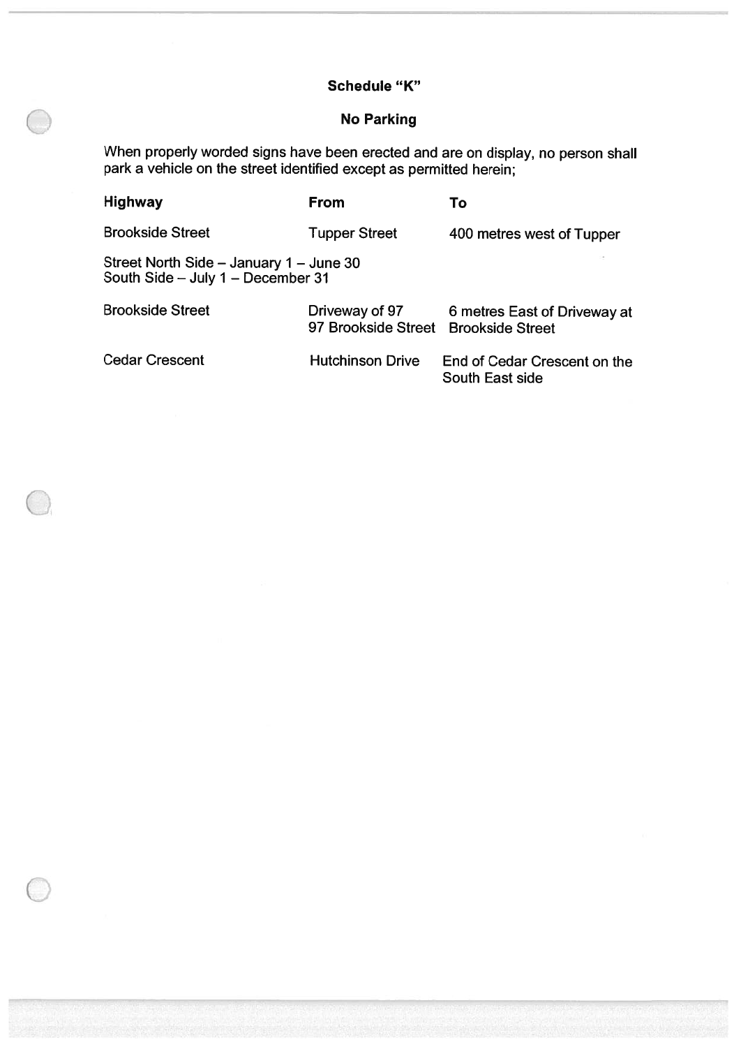## Schedule "K"

## No Parking

When properly worded signs have been erected and are on display, no person shall park a vehicle on the street identified except as permitted herein;

| Highway | From | To |
|---|---|---|
| Brookside Street | Tupper Street | 400 metres west of Tupper |
| Street North Side – January 1 – June 30<br>South Side – July 1 – December 31 | | |
| Brookside Street | Driveway of 97<br>97 Brookside Street | 6 metres East of Driveway at Brookside Street |
| Cedar Crescent | Hutchinson Drive | End of Cedar Crescent on the South East side |